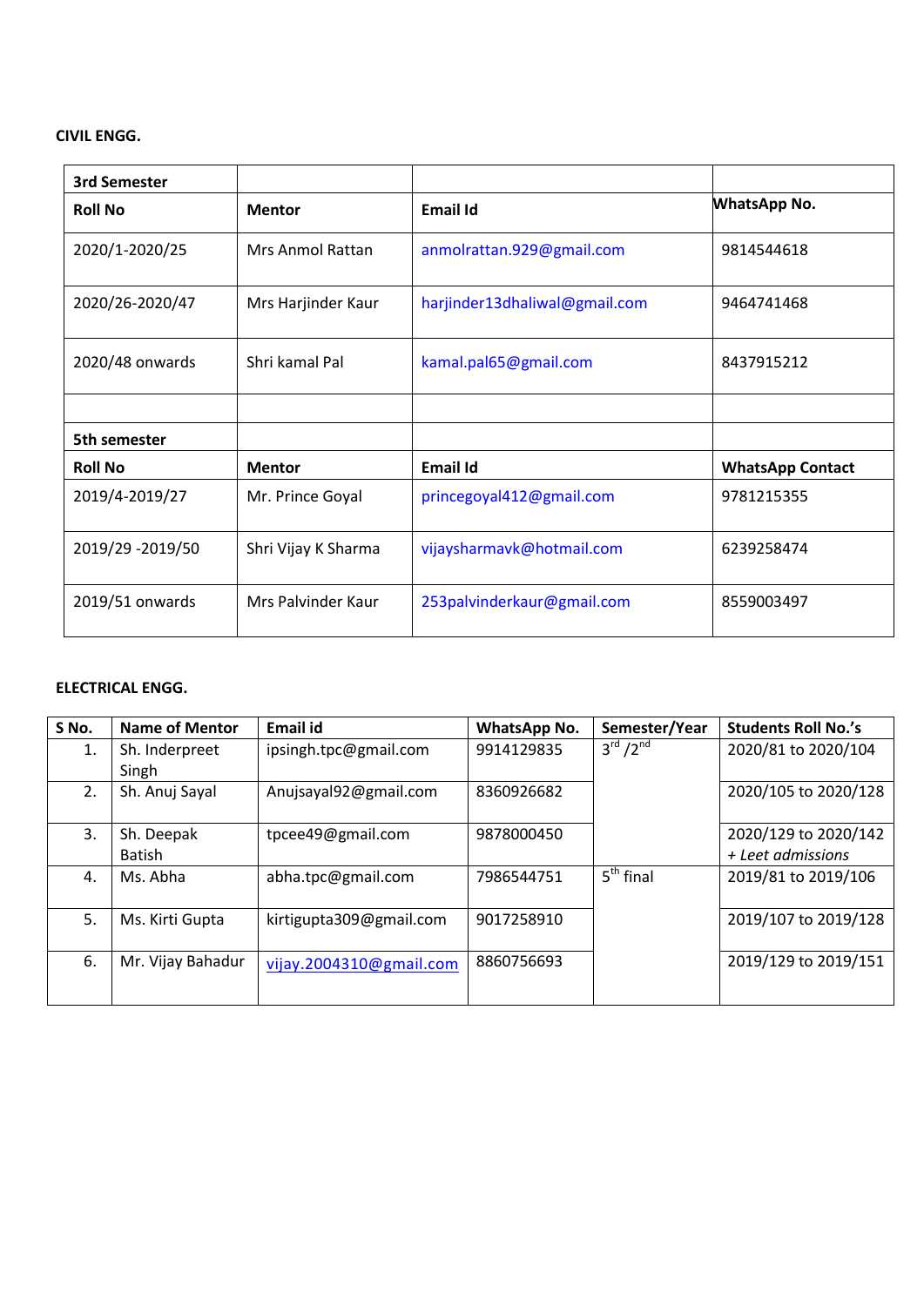**CIVIL ENGG.**

| 3rd Semester | | | |
|---|---|---|---|
| **Roll No** | **Mentor** | **Email Id** | **WhatsApp No.** |
| 2020/1-2020/25 | Mrs Anmol Rattan | anmolrattan.929@gmail.com | 9814544618 |
| 2020/26-2020/47 | Mrs Harjinder Kaur | harjinder13dhaliwal@gmail.com | 9464741468 |
| 2020/48 onwards | Shri kamal Pal | kamal.pal65@gmail.com | 8437915212 |
| | | | |
| **5th semester** | | | |
| **Roll No** | **Mentor** | **Email Id** | **WhatsApp Contact** |
| 2019/4-2019/27 | Mr. Prince Goyal | princegoyal412@gmail.com | 9781215355 |
| 2019/29 -2019/50 | Shri Vijay K Sharma | vijaysharmavk@hotmail.com | 6239258474 |
| 2019/51 onwards | Mrs Palvinder Kaur | 253palvinderkaur@gmail.com | 8559003497 |

**ELECTRICAL ENGG.**

| S No. | Name of Mentor | Email id | WhatsApp No. | Semester/Year | Students Roll No.'s |
|---|---|---|---|---|---|
| 1. | Sh. Inderpreet Singh | ipsingh.tpc@gmail.com | 9914129835 | 3rd /2nd | 2020/81 to 2020/104 |
| 2. | Sh. Anuj Sayal | Anujsayal92@gmail.com | 8360926682 | | 2020/105 to 2020/128 |
| 3. | Sh. Deepak Batish | tpcee49@gmail.com | 9878000450 | | 2020/129 to 2020/142 *+ Leet admissions* |
| 4. | Ms. Abha | abha.tpc@gmail.com | 7986544751 | 5th final | 2019/81 to 2019/106 |
| 5. | Ms. Kirti Gupta | kirtigupta309@gmail.com | 9017258910 | | 2019/107 to 2019/128 |
| 6. | Mr. Vijay Bahadur | vijay.2004310@gmail.com | 8860756693 | | 2019/129 to 2019/151 |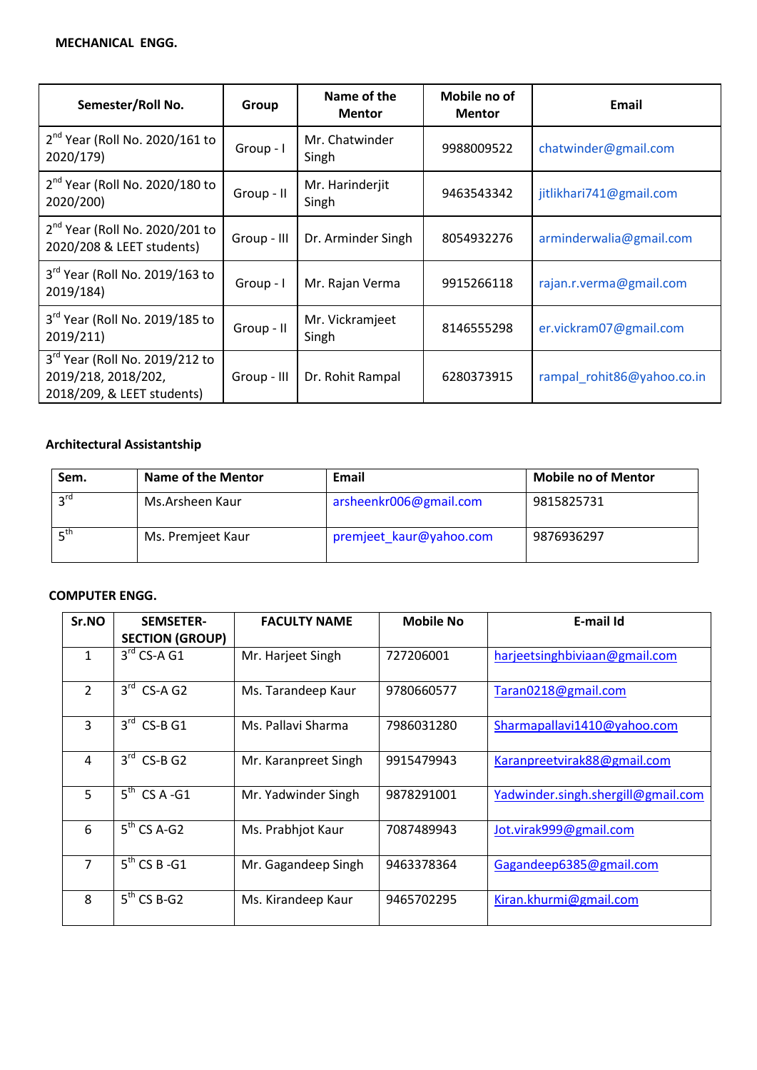**MECHANICAL ENGG.**

| Semester/Roll No. | Group | Name of the Mentor | Mobile no of Mentor | Email |
|---|---|---|---|---|
| $2^{nd}$ Year (Roll No. 2020/161 to 2020/179) | Group - I | Mr. Chatwinder Singh | 9988009522 | chatwinder@gmail.com |
| $2^{nd}$ Year (Roll No. 2020/180 to 2020/200) | Group - II | Mr. Harinderjit Singh | 9463543342 | jitlikhari741@gmail.com |
| $2^{nd}$ Year (Roll No. 2020/201 to 2020/208 & LEET students) | Group - III | Dr. Arminder Singh | 8054932276 | arminderwalia@gmail.com |
| $3^{rd}$ Year (Roll No. 2019/163 to 2019/184) | Group - I | Mr. Rajan Verma | 9915266118 | rajan.r.verma@gmail.com |
| $3^{rd}$ Year (Roll No. 2019/185 to 2019/211) | Group - II | Mr. Vickramjeet Singh | 8146555298 | er.vickram07@gmail.com |
| $3^{rd}$ Year (Roll No. 2019/212 to 2019/218, 2018/202, 2018/209, & LEET students) | Group - III | Dr. Rohit Rampal | 6280373915 | rampal_rohit86@yahoo.co.in |

**Architectural Assistantship**

| Sem. | Name of the Mentor | Email | Mobile no of Mentor |
|---|---|---|---|
| $3^{rd}$ | Ms.Arsheen Kaur | arsheenkr006@gmail.com | 9815825731 |
| $5^{th}$ | Ms. Premjeet Kaur | premjeet_kaur@yahoo.com | 9876936297 |

**COMPUTER ENGG.**

| Sr.NO | SEMSETER-SECTION (GROUP) | FACULTY NAME | Mobile No | E-mail Id |
|---|---|---|---|---|
| 1 | $3^{rd}$ CS-A G1 | Mr. Harjeet Singh | 727206001 | harjeetsinghbiviaan@gmail.com |
| 2 | $3^{rd}$ CS-A G2 | Ms. Tarandeep Kaur | 9780660577 | Taran0218@gmail.com |
| 3 | $3^{rd}$ CS-B G1 | Ms. Pallavi Sharma | 7986031280 | Sharmapallavi1410@yahoo.com |
| 4 | $3^{rd}$ CS-B G2 | Mr. Karanpreet Singh | 9915479943 | Karanpreetvirak88@gmail.com |
| 5 | $5^{th}$ CS A -G1 | Mr. Yadwinder Singh | 9878291001 | Yadwinder.singh.shergill@gmail.com |
| 6 | $5^{th}$ CS A-G2 | Ms. Prabhjot Kaur | 7087489943 | Jot.virak999@gmail.com |
| 7 | $5^{th}$ CS B -G1 | Mr. Gagandeep Singh | 9463378364 | Gagandeep6385@gmail.com |
| 8 | $5^{th}$ CS B-G2 | Ms. Kirandeep Kaur | 9465702295 | Kiran.khurmi@gmail.com |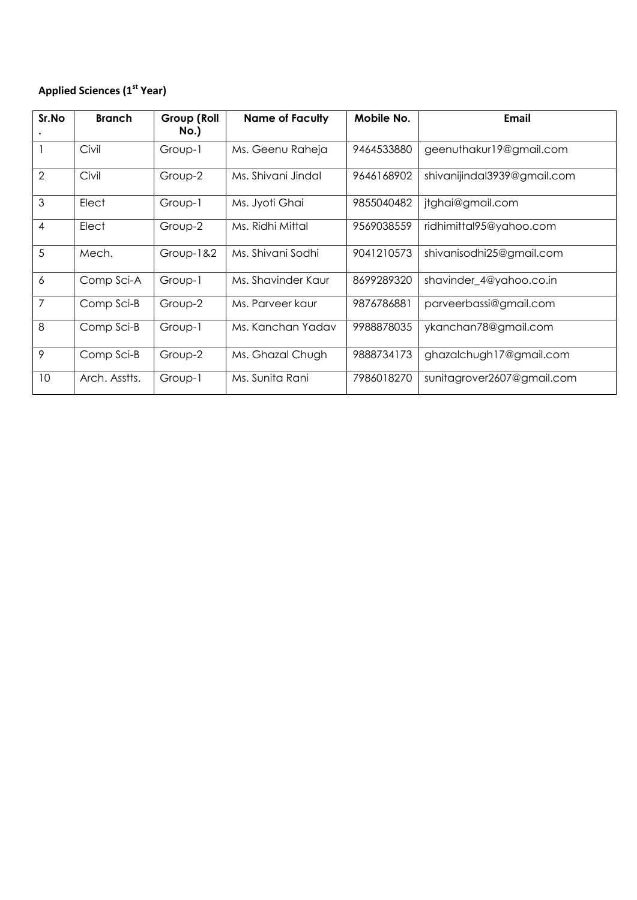**Applied Sciences (1st Year)**

| Sr.No. | Branch | Group (Roll No.) | Name of Faculty | Mobile No. | Email |
|---|---|---|---|---|---|
| 1 | Civil | Group-1 | Ms. Geenu Raheja | 9464533880 | geenuthakur19@gmail.com |
| 2 | Civil | Group-2 | Ms. Shivani Jindal | 9646168902 | shivanijindal3939@gmail.com |
| 3 | Elect | Group-1 | Ms. Jyoti Ghai | 9855040482 | jtghai@gmail.com |
| 4 | Elect | Group-2 | Ms. Ridhi Mittal | 9569038559 | ridhimittal95@yahoo.com |
| 5 | Mech. | Group-1&2 | Ms. Shivani Sodhi | 9041210573 | shivanisodhi25@gmail.com |
| 6 | Comp Sci-A | Group-1 | Ms. Shavinder Kaur | 8699289320 | shavinder_4@yahoo.co.in |
| 7 | Comp Sci-B | Group-2 | Ms. Parveer kaur | 9876786881 | parveerbassi@gmail.com |
| 8 | Comp Sci-B | Group-1 | Ms. Kanchan Yadav | 9988878035 | ykanchan78@gmail.com |
| 9 | Comp Sci-B | Group-2 | Ms. Ghazal Chugh | 9888734173 | ghazalchugh17@gmail.com |
| 10 | Arch. Asstts. | Group-1 | Ms. Sunita Rani | 7986018270 | sunitagrover2607@gmail.com |